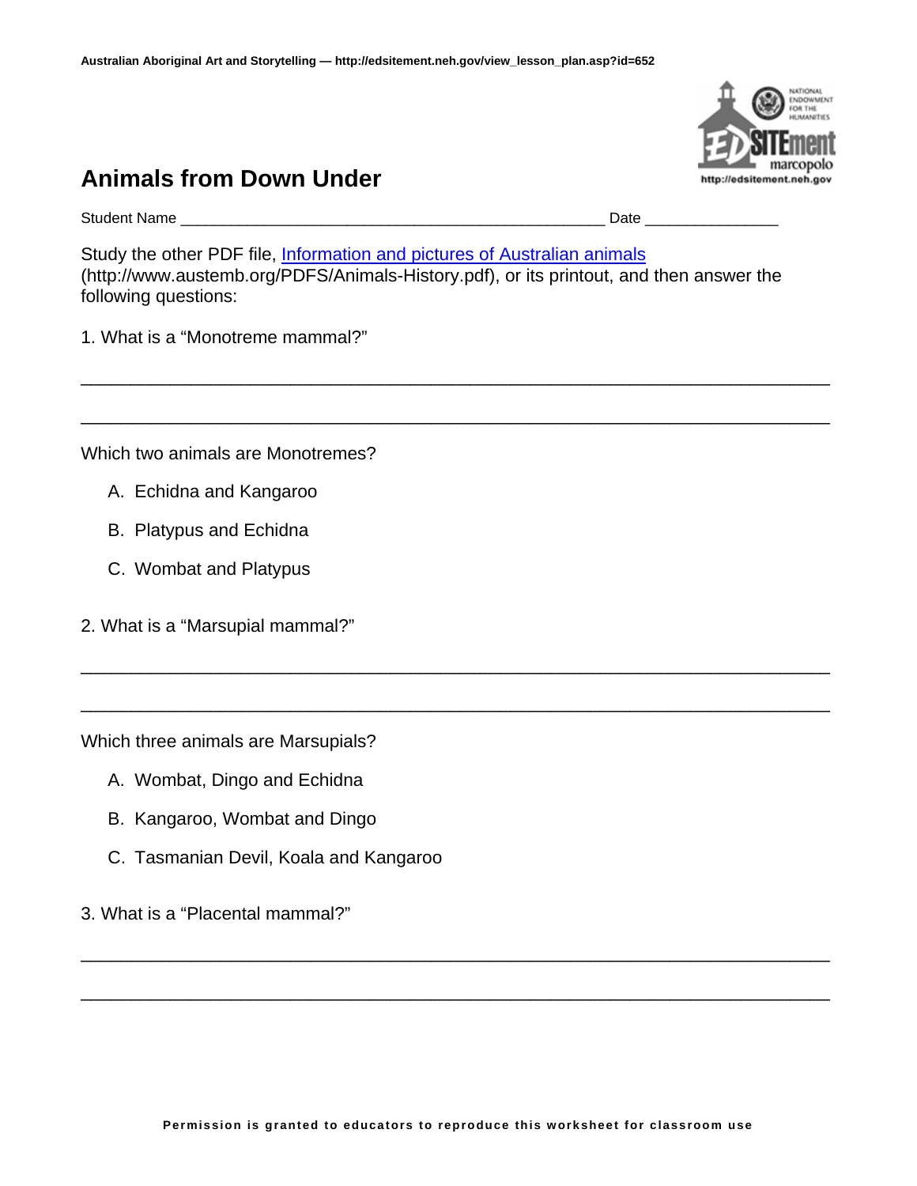# Animals from Down Under

Student Name ______________________________________________ Date _______________

Study the other PDF file, [Information and pictures of Australian animals](http://www.austemb.org/PDFS/Animals-History.pdf) (http://www.austemb.org/PDFS/Animals-History.pdf), or its printout, and then answer the following questions:

1. What is a "Monotreme mammal?"

_______________________________________________________________________________

_______________________________________________________________________________

Which two animals are Monotremes?

A. Echidna and Kangaroo

B. Platypus and Echidna

C. Wombat and Platypus

2. What is a "Marsupial mammal?"

_______________________________________________________________________________

_______________________________________________________________________________

Which three animals are Marsupials?

A. Wombat, Dingo and Echidna

B. Kangaroo, Wombat and Dingo

C. Tasmanian Devil, Koala and Kangaroo

3. What is a "Placental mammal?"

_______________________________________________________________________________

_______________________________________________________________________________

**Permission is granted to educators to reproduce this worksheet for classroom use**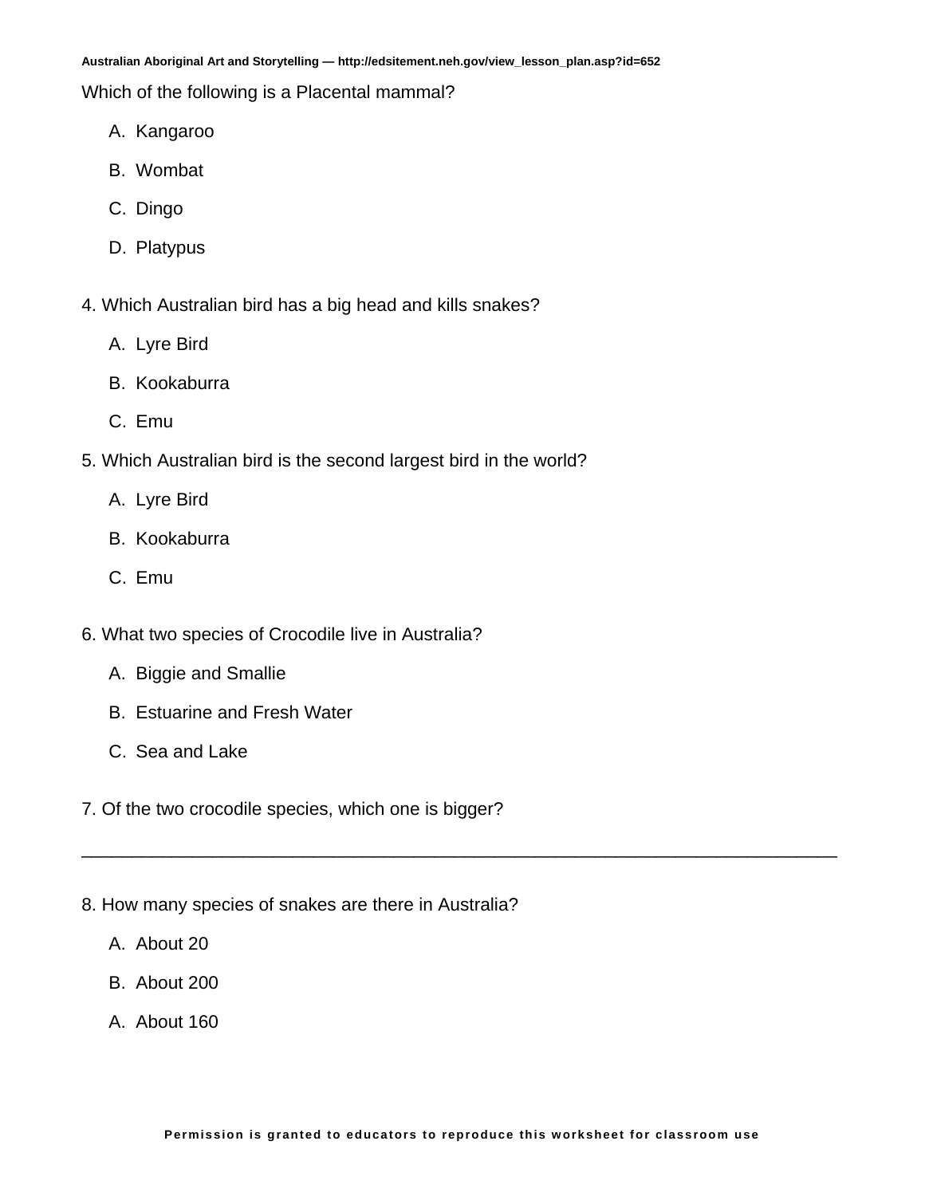Which of the following is a Placental mammal?

A. Kangaroo

B. Wombat

C. Dingo

D. Platypus

4. Which Australian bird has a big head and kills snakes?

A. Lyre Bird

B. Kookaburra

C. Emu

5. Which Australian bird is the second largest bird in the world?

A. Lyre Bird

B. Kookaburra

C. Emu

6. What two species of Crocodile live in Australia?

A. Biggie and Smallie

B. Estuarine and Fresh Water

C. Sea and Lake

7. Of the two crocodile species, which one is bigger?

_______________________________________________________________________________

8. How many species of snakes are there in Australia?

A. About 20

B. About 200

A. About 160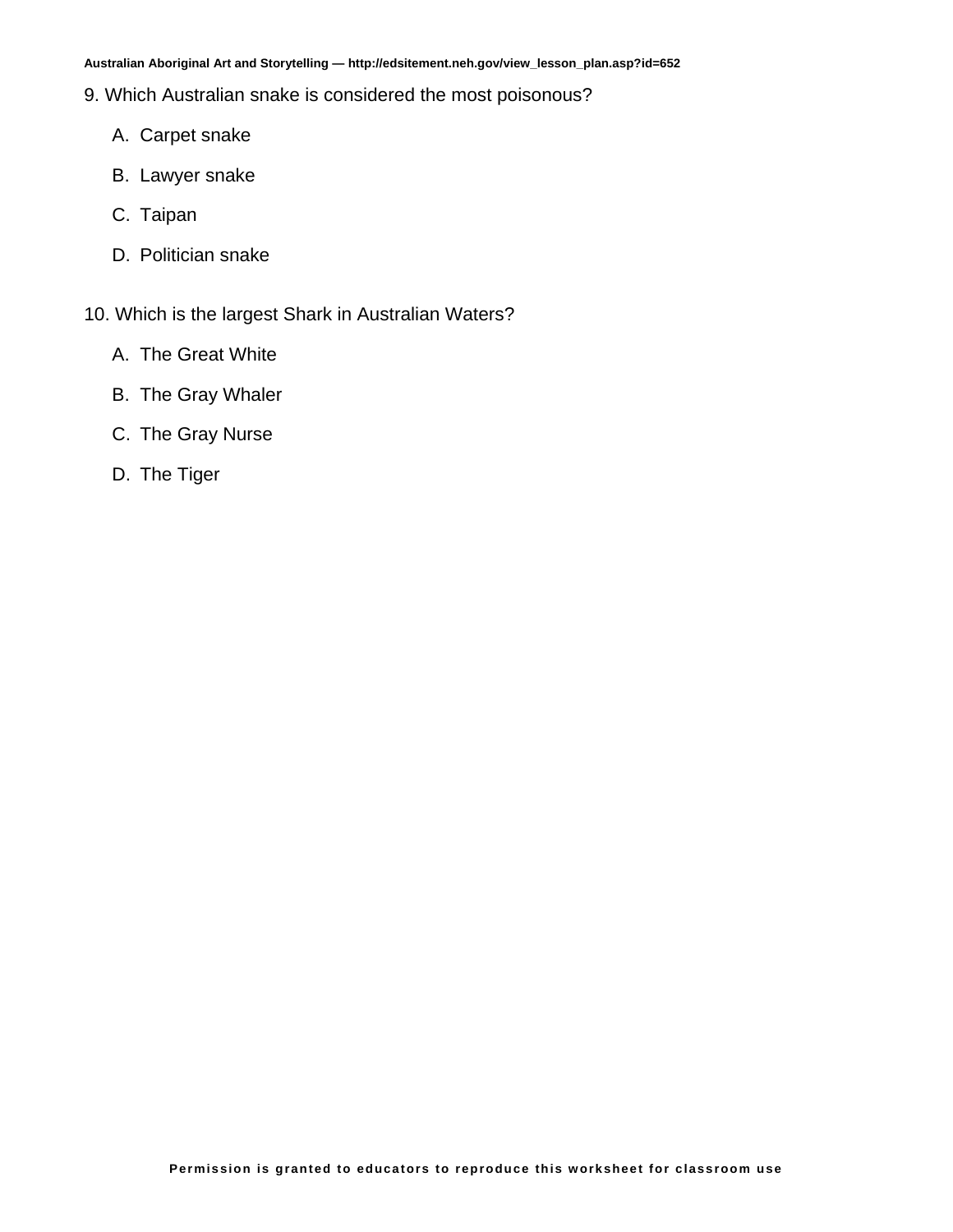9. Which Australian snake is considered the most poisonous?

A. Carpet snake

B. Lawyer snake

C. Taipan

D. Politician snake

10. Which is the largest Shark in Australian Waters?

A. The Great White

B. The Gray Whaler

C. The Gray Nurse

D. The Tiger